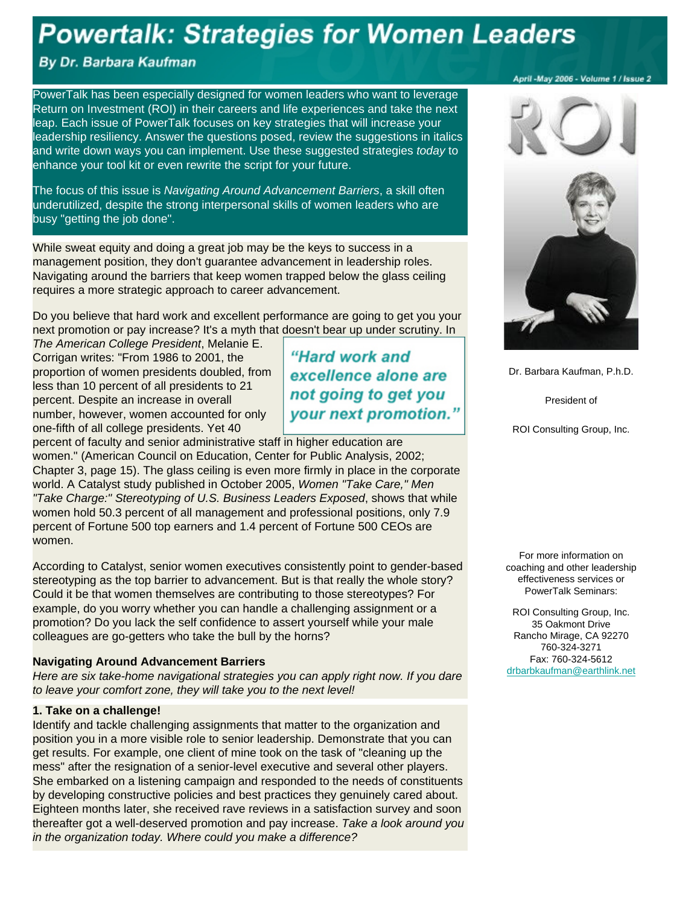# Powertalk: Strategies for Women Leaders

**By Dr. Barbara Kaufman**

April -May 2006 - Volume 1 / Issue 2

PowerTalk has been especially designed for women leaders who want to leverage Return on Investment (ROI) in their careers and life experiences and take the next leap. Each issue of PowerTalk focuses on key strategies that will increase your leadership resiliency. Answer the questions posed, review the suggestions in italics and write down ways you can implement. Use these suggested strategies *today* to enhance your tool kit or even rewrite the script for your future.

The focus of this issue is *Navigating Around Advancement Barriers*, a skill often underutilized, despite the strong interpersonal skills of women leaders who are busy "getting the job done".

While sweat equity and doing a great job may be the keys to success in a management position, they don't guarantee advancement in leadership roles. Navigating around the barriers that keep women trapped below the glass ceiling requires a more strategic approach to career advancement.

Do you believe that hard work and excellent performance are going to get you your next promotion or pay increase? It's a myth that doesn't bear up under scrutiny. In *The American College President*, Melanie E. Corrigan writes: "From 1986 to 2001, the proportion of women presidents doubled, from less than 10 percent of all presidents to 21 percent. Despite an increase in overall number, however, women accounted for only one-fifth of all college presidents. Yet 40 percent of faculty and senior administrative staff in higher education are women." (American Council on Education, Center for Public Analysis, 2002; Chapter 3, page 15). The glass ceiling is even more firmly in place in the corporate world. A Catalyst study published in October 2005, *Women "Take Care," Men "Take Charge:" Stereotyping of U.S. Business Leaders Exposed*, shows that while women hold 50.3 percent of all management and professional positions, only 7.9 percent of Fortune 500 top earners and 1.4 percent of Fortune 500 CEOs are women.

> ***"Hard work and excellence alone are not going to get you your next promotion."***

According to Catalyst, senior women executives consistently point to gender-based stereotyping as the top barrier to advancement. But is that really the whole story? Could it be that women themselves are contributing to those stereotypes? For example, do you worry whether you can handle a challenging assignment or a promotion? Do you lack the self confidence to assert yourself while your male colleagues are go-getters who take the bull by the horns?

### Navigating Around Advancement Barriers

*Here are six take-home navigational strategies you can apply right now. If you dare to leave your comfort zone, they will take you to the next level!*

**1. Take on a challenge!**

Identify and tackle challenging assignments that matter to the organization and position you in a more visible role to senior leadership. Demonstrate that you can get results. For example, one client of mine took on the task of "cleaning up the mess" after the resignation of a senior-level executive and several other players. She embarked on a listening campaign and responded to the needs of constituents by developing constructive policies and best practices they genuinely cared about. Eighteen months later, she received rave reviews in a satisfaction survey and soon thereafter got a well-deserved promotion and pay increase. *Take a look around you in the organization today. Where could you make a difference?*

ROI

Dr. Barbara Kaufman, P.h.D.

President of

ROI Consulting Group, Inc.

For more information on coaching and other leadership effectiveness services or PowerTalk Seminars:

ROI Consulting Group, Inc.
35 Oakmont Drive
Rancho Mirage, CA 92270
760-324-3271
Fax: 760-324-5612
drbarbkaufman@earthlink.net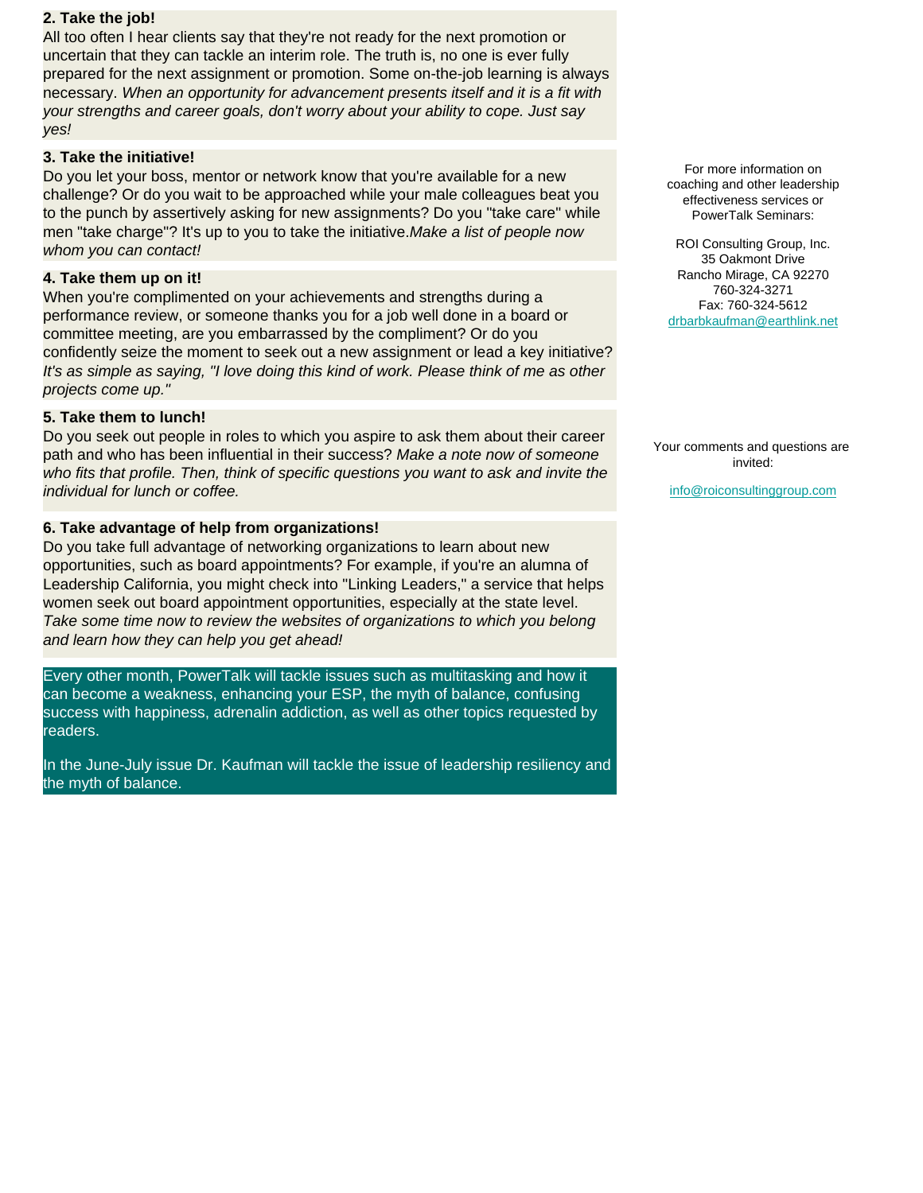**2. Take the job!**
All too often I hear clients say that they're not ready for the next promotion or uncertain that they can tackle an interim role. The truth is, no one is ever fully prepared for the next assignment or promotion. Some on-the-job learning is always necessary. *When an opportunity for advancement presents itself and it is a fit with your strengths and career goals, don't worry about your ability to cope. Just say yes!*

**3. Take the initiative!**
Do you let your boss, mentor or network know that you're available for a new challenge? Or do you wait to be approached while your male colleagues beat you to the punch by assertively asking for new assignments? Do you "take care" while men "take charge"? It's up to you to take the initiative.*Make a list of people now whom you can contact!*

**4. Take them up on it!**
When you're complimented on your achievements and strengths during a performance review, or someone thanks you for a job well done in a board or committee meeting, are you embarrassed by the compliment? Or do you confidently seize the moment to seek out a new assignment or lead a key initiative? *It's as simple as saying, "I love doing this kind of work. Please think of me as other projects come up."*

**5. Take them to lunch!**
Do you seek out people in roles to which you aspire to ask them about their career path and who has been influential in their success? *Make a note now of someone who fits that profile. Then, think of specific questions you want to ask and invite the individual for lunch or coffee.*

**6. Take advantage of help from organizations!**
Do you take full advantage of networking organizations to learn about new opportunities, such as board appointments? For example, if you're an alumna of Leadership California, you might check into "Linking Leaders," a service that helps women seek out board appointment opportunities, especially at the state level. *Take some time now to review the websites of organizations to which you belong and learn how they can help you get ahead!*

Every other month, PowerTalk will tackle issues such as multitasking and how it can become a weakness, enhancing your ESP, the myth of balance, confusing success with happiness, adrenalin addiction, as well as other topics requested by readers.

In the June-July issue Dr. Kaufman will tackle the issue of leadership resiliency and the myth of balance.

For more information on coaching and other leadership effectiveness services or PowerTalk Seminars:

ROI Consulting Group, Inc.
35 Oakmont Drive
Rancho Mirage, CA 92270
760-324-3271
Fax: 760-324-5612
drbarbkaufman@earthlink.net

Your comments and questions are invited:

info@roiconsultinggroup.com